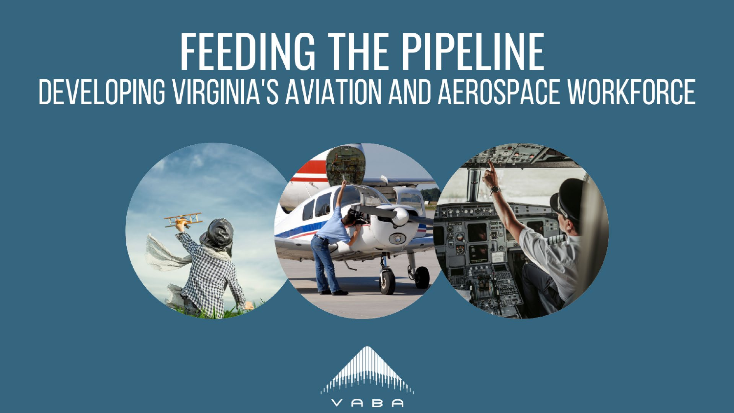# FEEDING THE PIPELINE

## DEVELOPING VIRGINIA'S AVIATION AND AEROSPACE WORKFORCE

VABA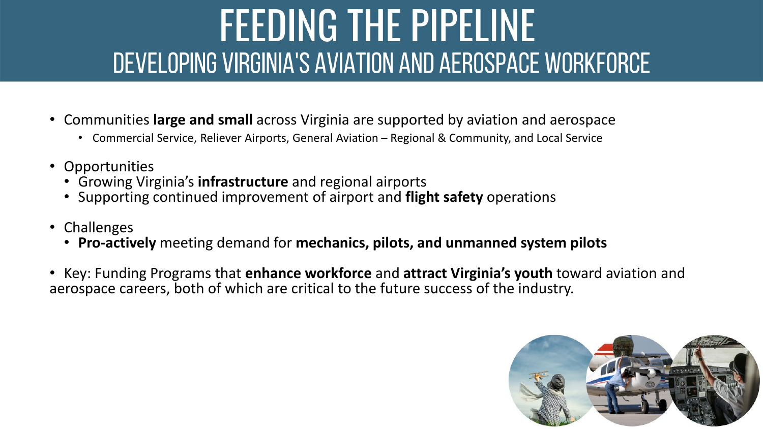# FEEDING THE PIPELINE

## DEVELOPING VIRGINIA'S AVIATION AND AEROSPACE WORKFORCE

- Communities **large and small** across Virginia are supported by aviation and aerospace
  - Commercial Service, Reliever Airports, General Aviation – Regional & Community, and Local Service
- Opportunities
  - Growing Virginia's **infrastructure** and regional airports
  - Supporting continued improvement of airport and **flight safety** operations
- Challenges
  - **Pro-actively** meeting demand for **mechanics, pilots, and unmanned system pilots**
- Key: Funding Programs that **enhance workforce** and **attract Virginia's youth** toward aviation and aerospace careers, both of which are critical to the future success of the industry.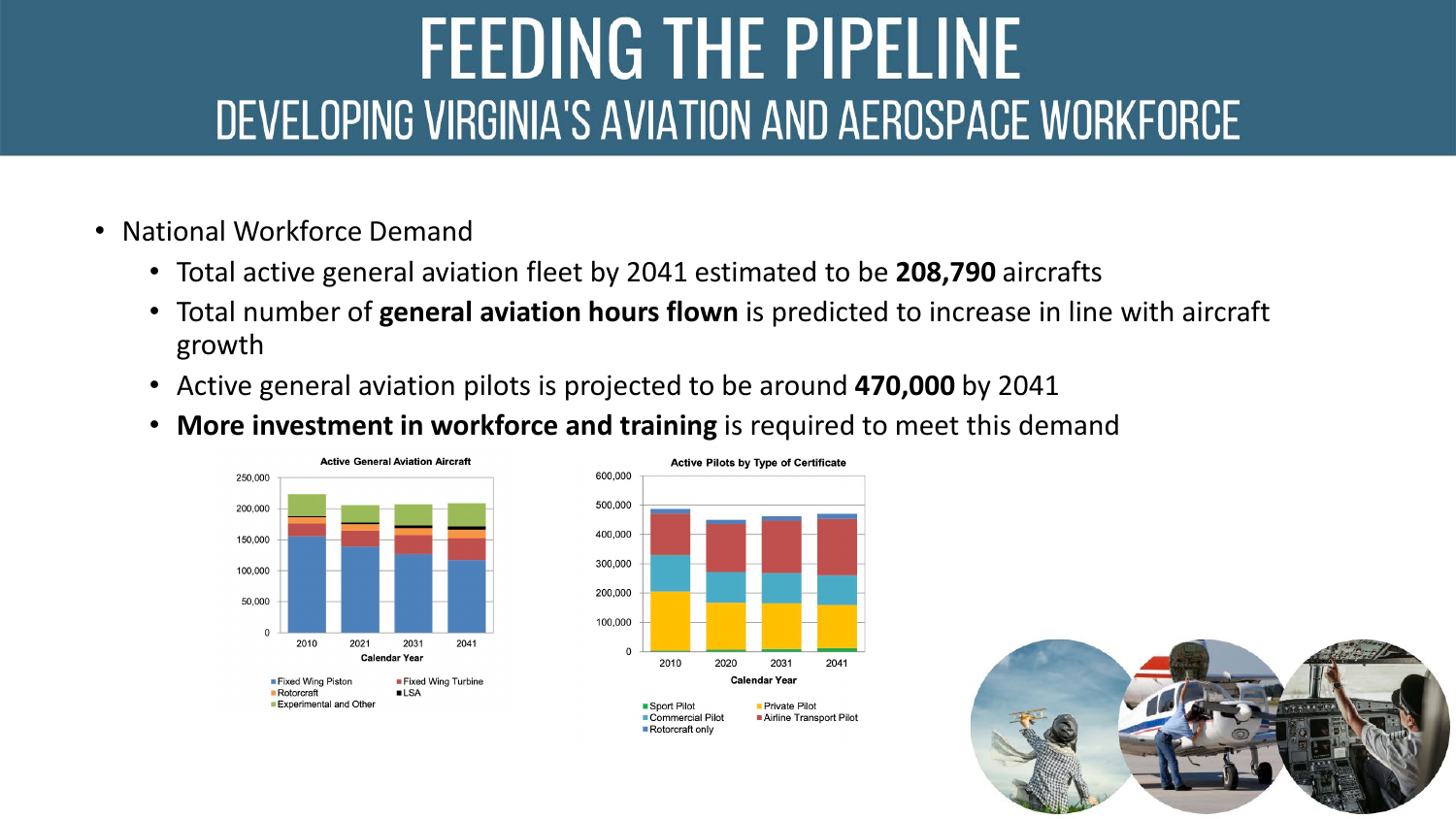# FEEDING THE PIPELINE

## DEVELOPING VIRGINIA'S AVIATION AND AEROSPACE WORKFORCE

- National Workforce Demand
  - Total active general aviation fleet by 2041 estimated to be **208,790** aircrafts
  - Total number of **general aviation hours flown** is predicted to increase in line with aircraft growth
  - Active general aviation pilots is projected to be around **470,000** by 2041
  - **More investment in workforce and training** is required to meet this demand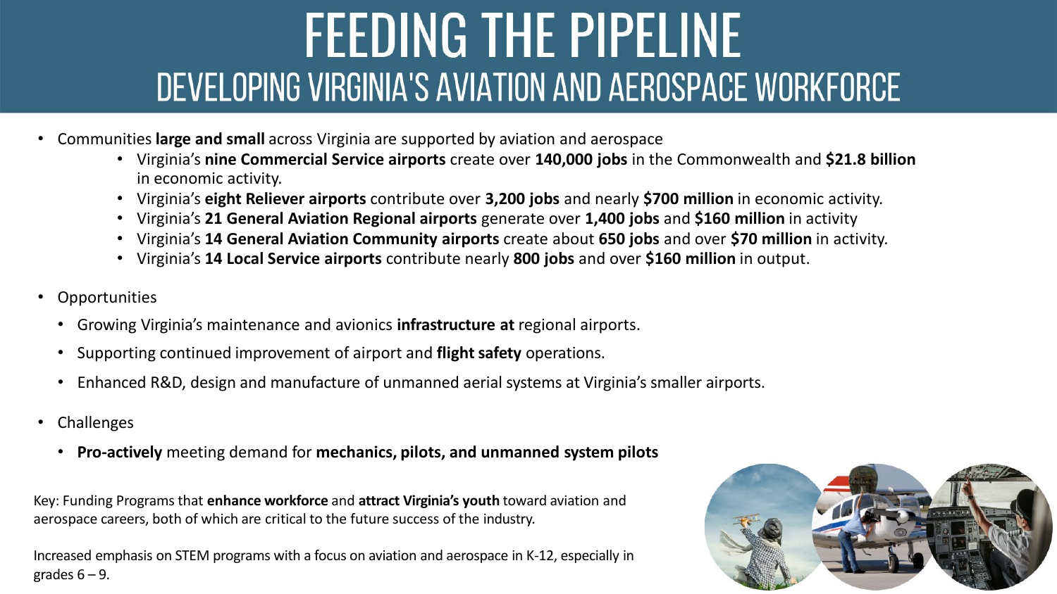# FEEDING THE PIPELINE

## DEVELOPING VIRGINIA'S AVIATION AND AEROSPACE WORKFORCE

- Communities **large and small** across Virginia are supported by aviation and aerospace
  - Virginia's **nine Commercial Service airports** create over **140,000 jobs** in the Commonwealth and **$21.8 billion** in economic activity.
  - Virginia's **eight Reliever airports** contribute over **3,200 jobs** and nearly **$700 million** in economic activity.
  - Virginia's **21 General Aviation Regional airports** generate over **1,400 jobs** and **$160 million** in activity
  - Virginia's **14 General Aviation Community airports** create about **650 jobs** and over **$70 million** in activity.
  - Virginia's **14 Local Service airports** contribute nearly **800 jobs** and over **$160 million** in output.
- Opportunities
  - Growing Virginia's maintenance and avionics **infrastructure at** regional airports.
  - Supporting continued improvement of airport and **flight safety** operations.
  - Enhanced R&D, design and manufacture of unmanned aerial systems at Virginia's smaller airports.
- Challenges
  - **Pro-actively** meeting demand for **mechanics, pilots, and unmanned system pilots**

Key: Funding Programs that **enhance workforce** and **attract Virginia's youth** toward aviation and aerospace careers, both of which are critical to the future success of the industry.

Increased emphasis on STEM programs with a focus on aviation and aerospace in K-12, especially in grades 6 – 9.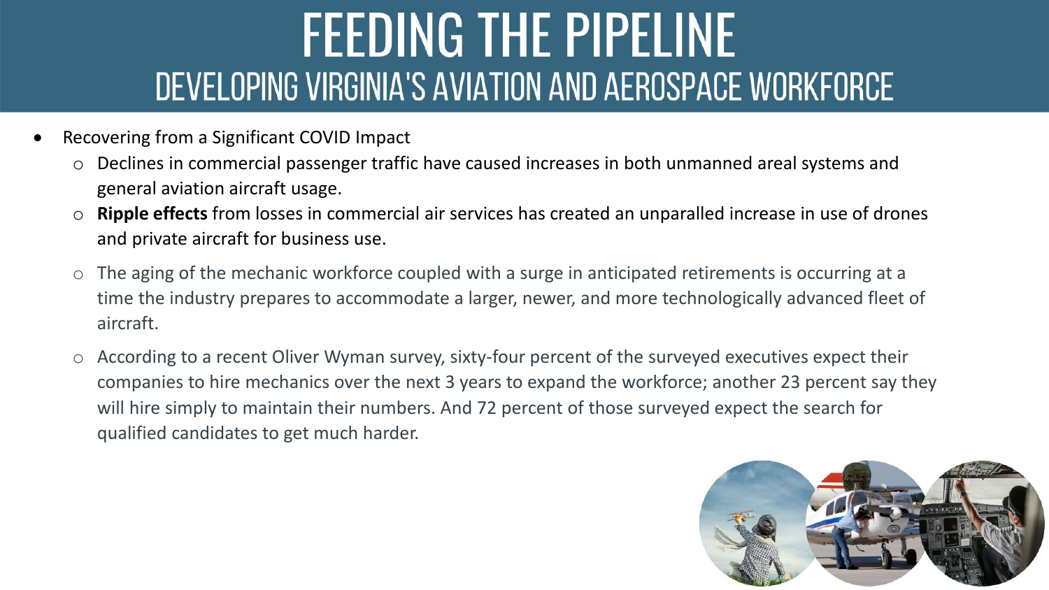# FEEDING THE PIPELINE

## DEVELOPING VIRGINIA'S AVIATION AND AEROSPACE WORKFORCE

- Recovering from a Significant COVID Impact
  - Declines in commercial passenger traffic have caused increases in both unmanned areal systems and general aviation aircraft usage.
  - **Ripple effects** from losses in commercial air services has created an unparalled increase in use of drones and private aircraft for business use.
  - The aging of the mechanic workforce coupled with a surge in anticipated retirements is occurring at a time the industry prepares to accommodate a larger, newer, and more technologically advanced fleet of aircraft.
  - According to a recent Oliver Wyman survey, sixty-four percent of the surveyed executives expect their companies to hire mechanics over the next 3 years to expand the workforce; another 23 percent say they will hire simply to maintain their numbers. And 72 percent of those surveyed expect the search for qualified candidates to get much harder.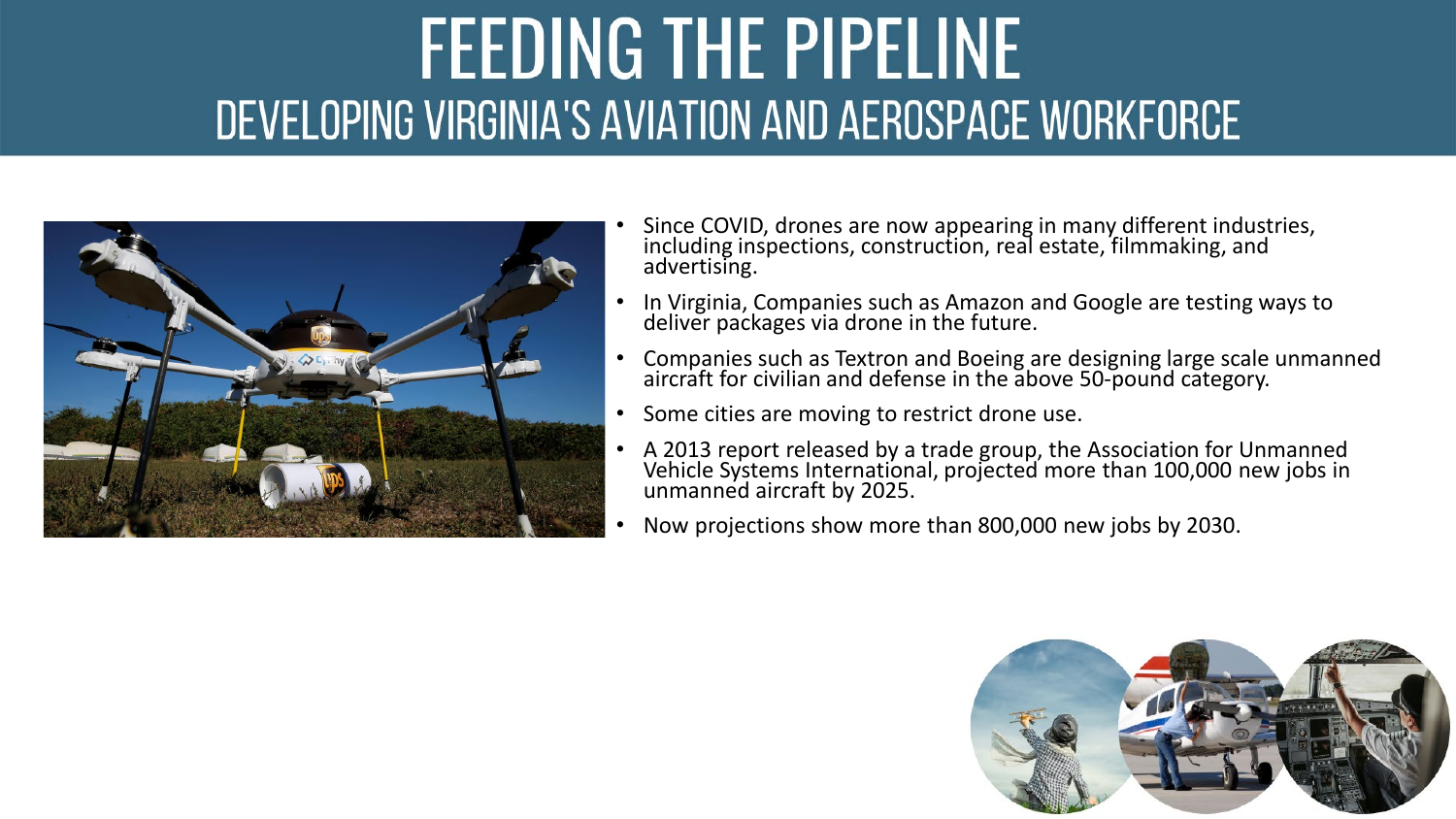# FEEDING THE PIPELINE

## DEVELOPING VIRGINIA'S AVIATION AND AEROSPACE WORKFORCE

- Since COVID, drones are now appearing in many different industries, including inspections, construction, real estate, filmmaking, and advertising.
- In Virginia, Companies such as Amazon and Google are testing ways to deliver packages via drone in the future.
- Companies such as Textron and Boeing are designing large scale unmanned aircraft for civilian and defense in the above 50-pound category.
- Some cities are moving to restrict drone use.
- A 2013 report released by a trade group, the Association for Unmanned Vehicle Systems International, projected more than 100,000 new jobs in unmanned aircraft by 2025.
- Now projections show more than 800,000 new jobs by 2030.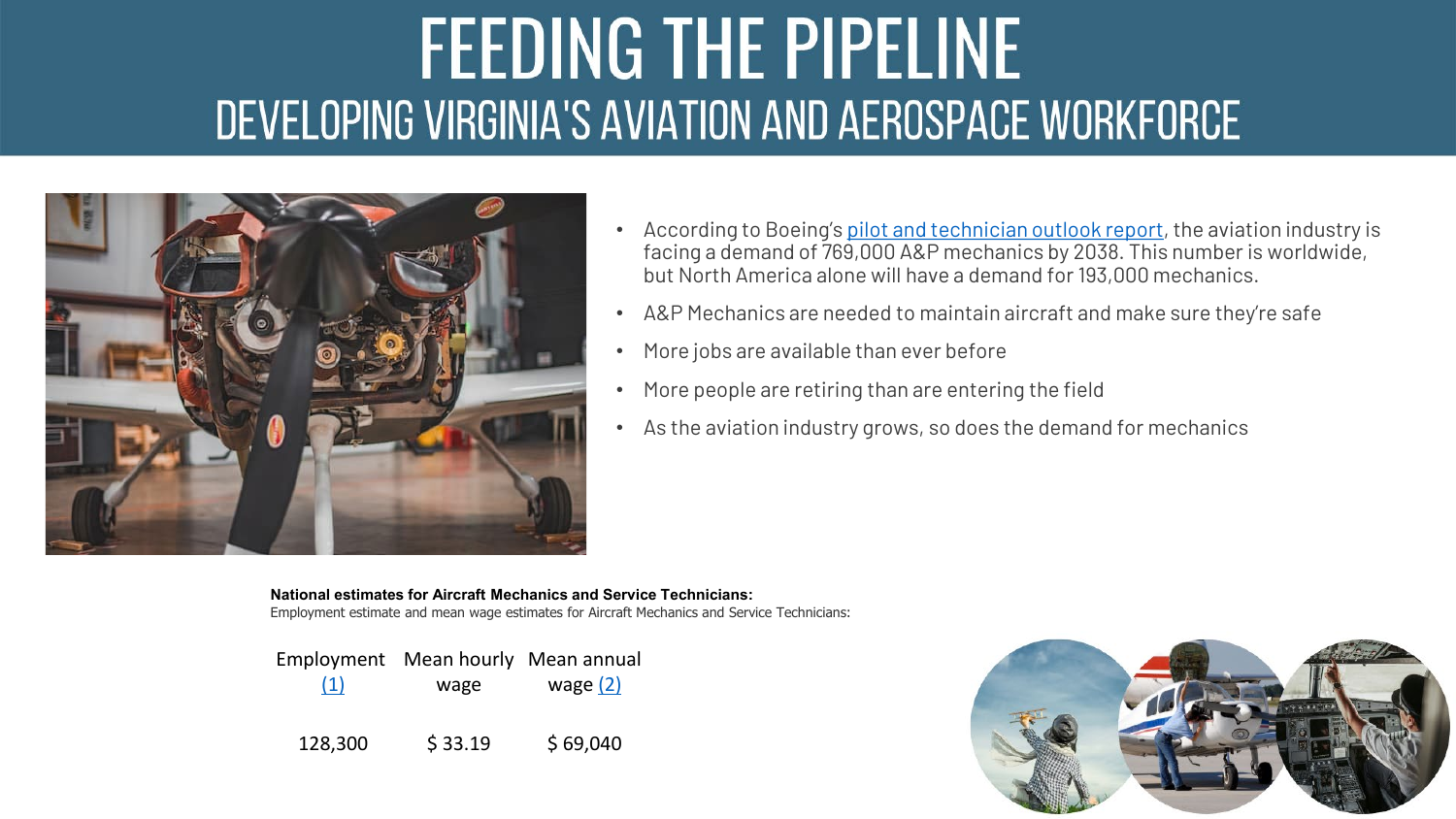# FEEDING THE PIPELINE

## DEVELOPING VIRGINIA'S AVIATION AND AEROSPACE WORKFORCE

- According to Boeing's pilot and technician outlook report, the aviation industry is facing a demand of 769,000 A&P mechanics by 2038. This number is worldwide, but North America alone will have a demand for 193,000 mechanics.
- A&P Mechanics are needed to maintain aircraft and make sure they're safe
- More jobs are available than ever before
- More people are retiring than are entering the field
- As the aviation industry grows, so does the demand for mechanics

**National estimates for Aircraft Mechanics and Service Technicians:**

Employment estimate and mean wage estimates for Aircraft Mechanics and Service Technicians:

| Employment (1) | Mean hourly wage | Mean annual wage (2) |
| --- | --- | --- |
| 128,300 | $ 33.19 | $ 69,040 |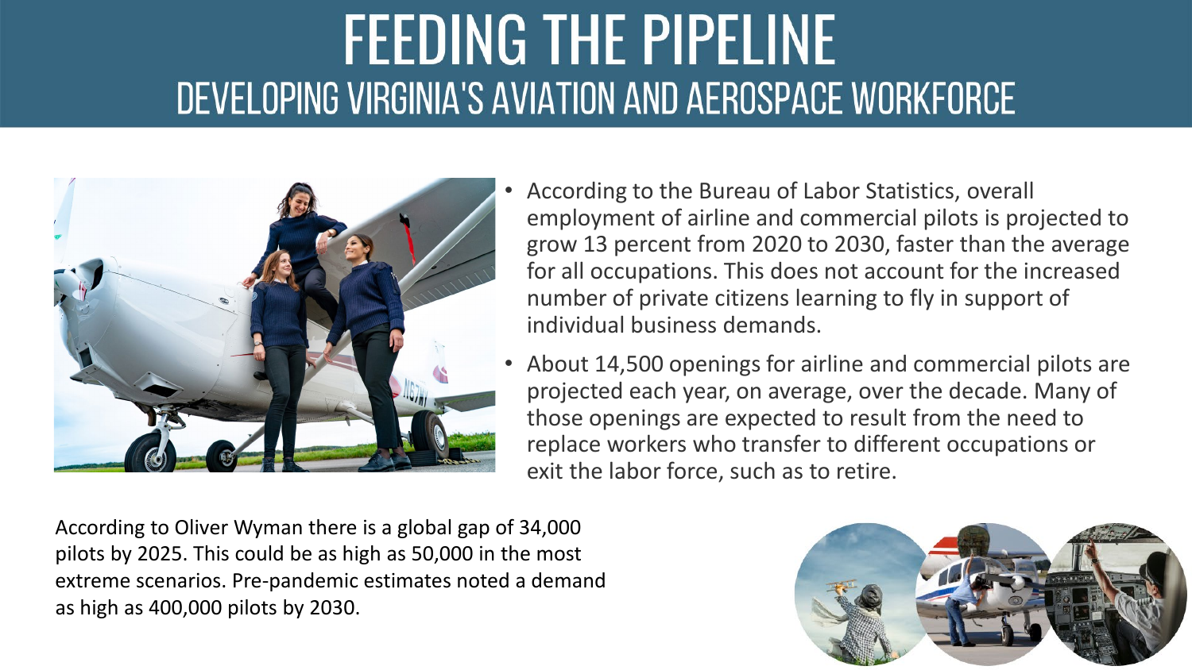# FEEDING THE PIPELINE

## DEVELOPING VIRGINIA'S AVIATION AND AEROSPACE WORKFORCE

- According to the Bureau of Labor Statistics, overall employment of airline and commercial pilots is projected to grow 13 percent from 2020 to 2030, faster than the average for all occupations. This does not account for the increased number of private citizens learning to fly in support of individual business demands.
- About 14,500 openings for airline and commercial pilots are projected each year, on average, over the decade. Many of those openings are expected to result from the need to replace workers who transfer to different occupations or exit the labor force, such as to retire.

According to Oliver Wyman there is a global gap of 34,000 pilots by 2025. This could be as high as 50,000 in the most extreme scenarios. Pre-pandemic estimates noted a demand as high as 400,000 pilots by 2030.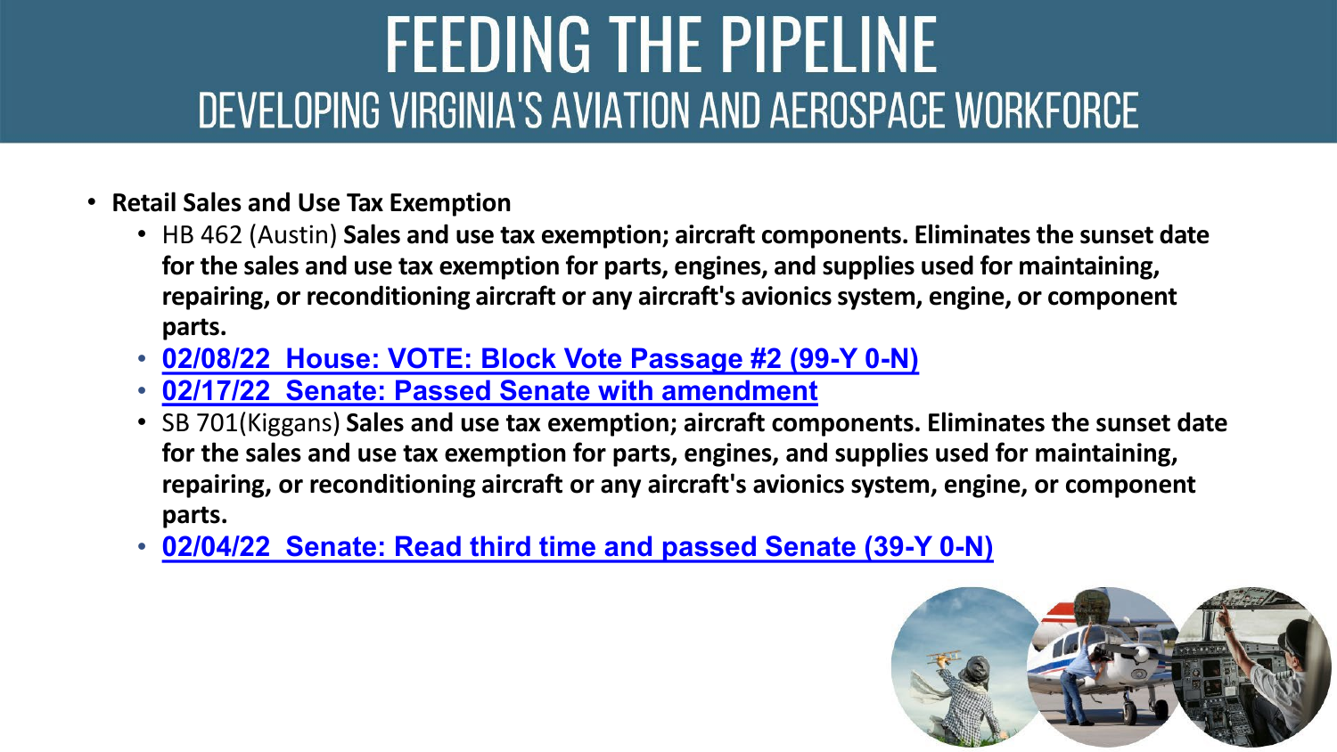# FEEDING THE PIPELINE

## DEVELOPING VIRGINIA'S AVIATION AND AEROSPACE WORKFORCE

- **Retail Sales and Use Tax Exemption**
  - HB 462 (Austin) **Sales and use tax exemption; aircraft components. Eliminates the sunset date for the sales and use tax exemption for parts, engines, and supplies used for maintaining, repairing, or reconditioning aircraft or any aircraft's avionics system, engine, or component parts.**
  - **02/08/22 House: VOTE: Block Vote Passage #2 (99-Y 0-N)**
  - **02/17/22 Senate: Passed Senate with amendment**
  - SB 701(Kiggans) **Sales and use tax exemption; aircraft components. Eliminates the sunset date for the sales and use tax exemption for parts, engines, and supplies used for maintaining, repairing, or reconditioning aircraft or any aircraft's avionics system, engine, or component parts.**
  - **02/04/22 Senate: Read third time and passed Senate (39-Y 0-N)**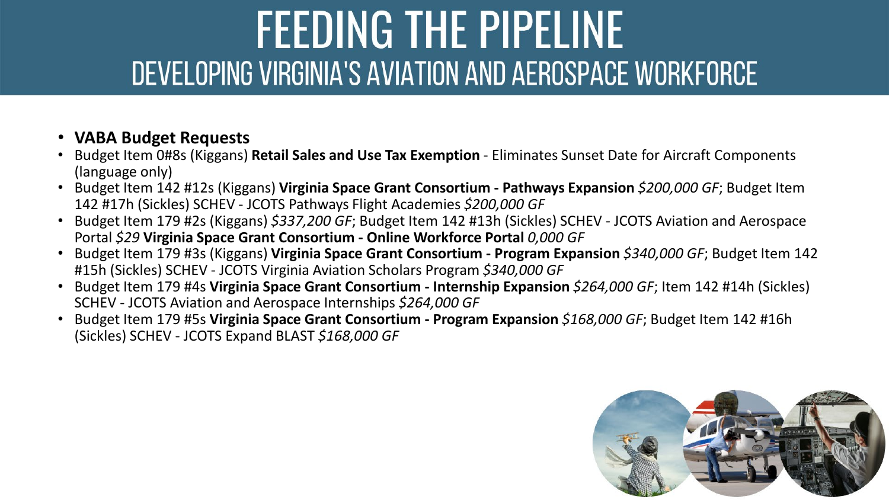# FEEDING THE PIPELINE

## DEVELOPING VIRGINIA'S AVIATION AND AEROSPACE WORKFORCE

- **VABA Budget Requests**
- Budget Item 0#8s (Kiggans) **Retail Sales and Use Tax Exemption** - Eliminates Sunset Date for Aircraft Components (language only)
- Budget Item 142 #12s (Kiggans) **Virginia Space Grant Consortium - Pathways Expansion** *$200,000 GF*; Budget Item 142 #17h (Sickles) SCHEV - JCOTS Pathways Flight Academies *$200,000 GF*
- Budget Item 179 #2s (Kiggans) *$337,200 GF*; Budget Item 142 #13h (Sickles) SCHEV - JCOTS Aviation and Aerospace Portal *$29* **Virginia Space Grant Consortium - Online Workforce Portal** *0,000 GF*
- Budget Item 179 #3s (Kiggans) **Virginia Space Grant Consortium - Program Expansion** *$340,000 GF*; Budget Item 142 #15h (Sickles) SCHEV - JCOTS Virginia Aviation Scholars Program *$340,000 GF*
- Budget Item 179 #4s **Virginia Space Grant Consortium - Internship Expansion** *$264,000 GF*; Item 142 #14h (Sickles) SCHEV - JCOTS Aviation and Aerospace Internships *$264,000 GF*
- Budget Item 179 #5s **Virginia Space Grant Consortium - Program Expansion** *$168,000 GF*; Budget Item 142 #16h (Sickles) SCHEV - JCOTS Expand BLAST *$168,000 GF*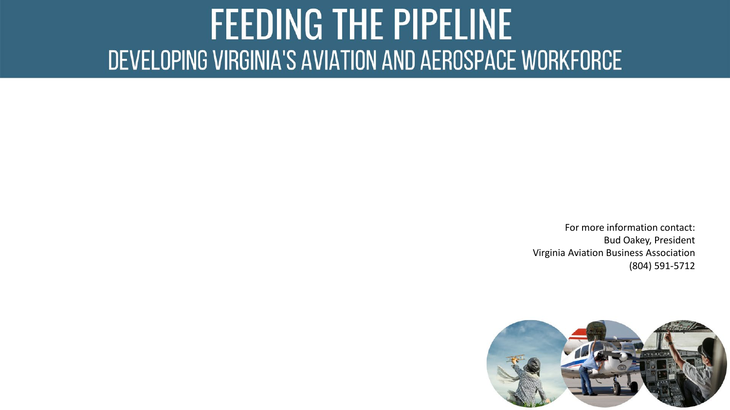# FEEDING THE PIPELINE

## DEVELOPING VIRGINIA'S AVIATION AND AEROSPACE WORKFORCE

For more information contact:
Bud Oakey, President
Virginia Aviation Business Association
(804) 591-5712